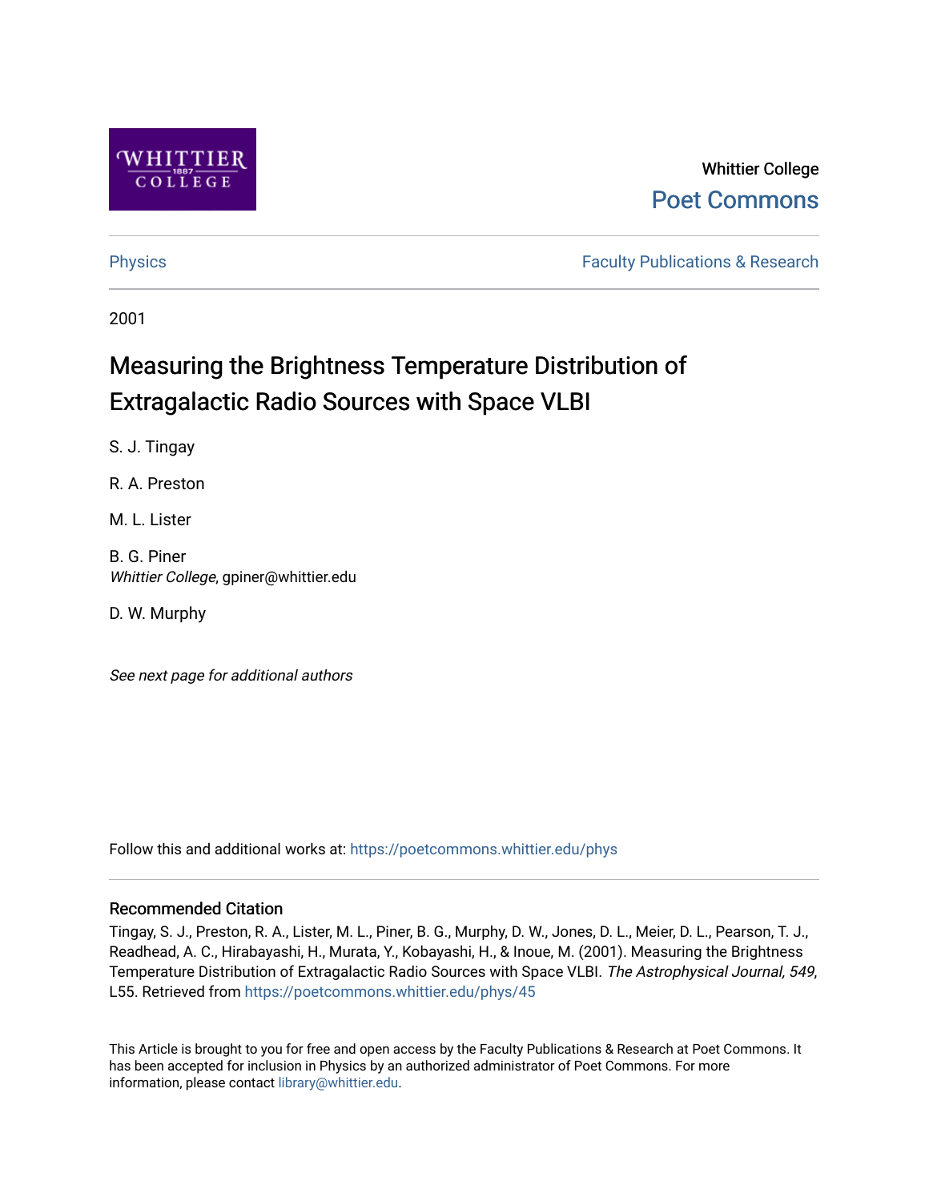Whittier College

Poet Commons

Physics

Faculty Publications & Research

2001

# Measuring the Brightness Temperature Distribution of Extragalactic Radio Sources with Space VLBI

S. J. Tingay

R. A. Preston

M. L. Lister

B. G. Piner  
*Whittier College*, gpiner@whittier.edu

D. W. Murphy

*See next page for additional authors*

Follow this and additional works at: https://poetcommons.whittier.edu/phys

### Recommended Citation

Tingay, S. J., Preston, R. A., Lister, M. L., Piner, B. G., Murphy, D. W., Jones, D. L., Meier, D. L., Pearson, T. J., Readhead, A. C., Hirabayashi, H., Murata, Y., Kobayashi, H., & Inoue, M. (2001). Measuring the Brightness Temperature Distribution of Extragalactic Radio Sources with Space VLBI. *The Astrophysical Journal, 549*, L55. Retrieved from https://poetcommons.whittier.edu/phys/45

This Article is brought to you for free and open access by the Faculty Publications & Research at Poet Commons. It has been accepted for inclusion in Physics by an authorized administrator of Poet Commons. For more information, please contact library@whittier.edu.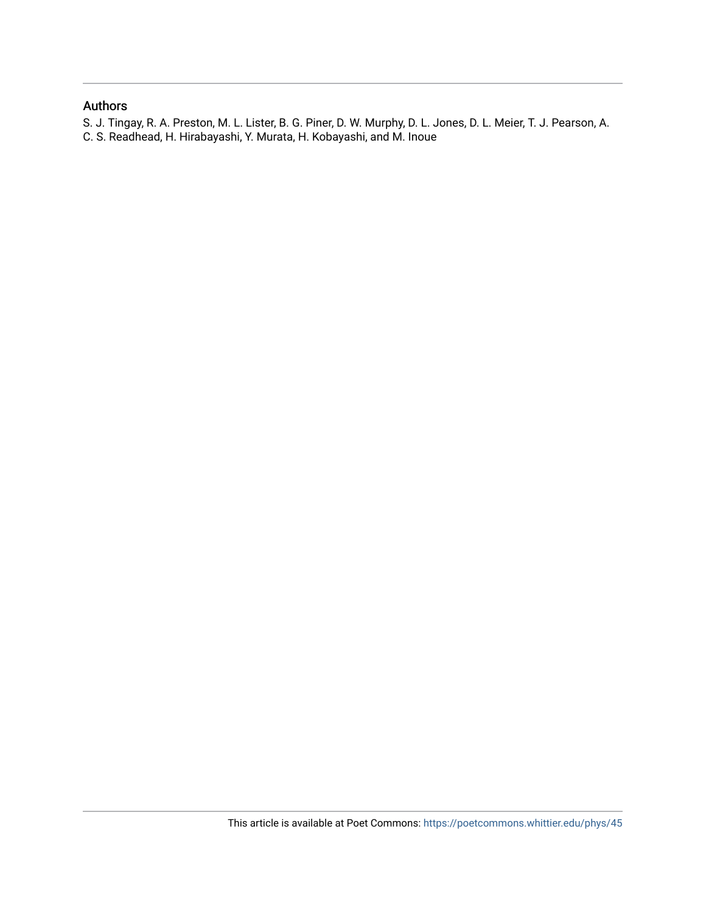## Authors

S. J. Tingay, R. A. Preston, M. L. Lister, B. G. Piner, D. W. Murphy, D. L. Jones, D. L. Meier, T. J. Pearson, A. C. S. Readhead, H. Hirabayashi, Y. Murata, H. Kobayashi, and M. Inoue

This article is available at Poet Commons: https://poetcommons.whittier.edu/phys/45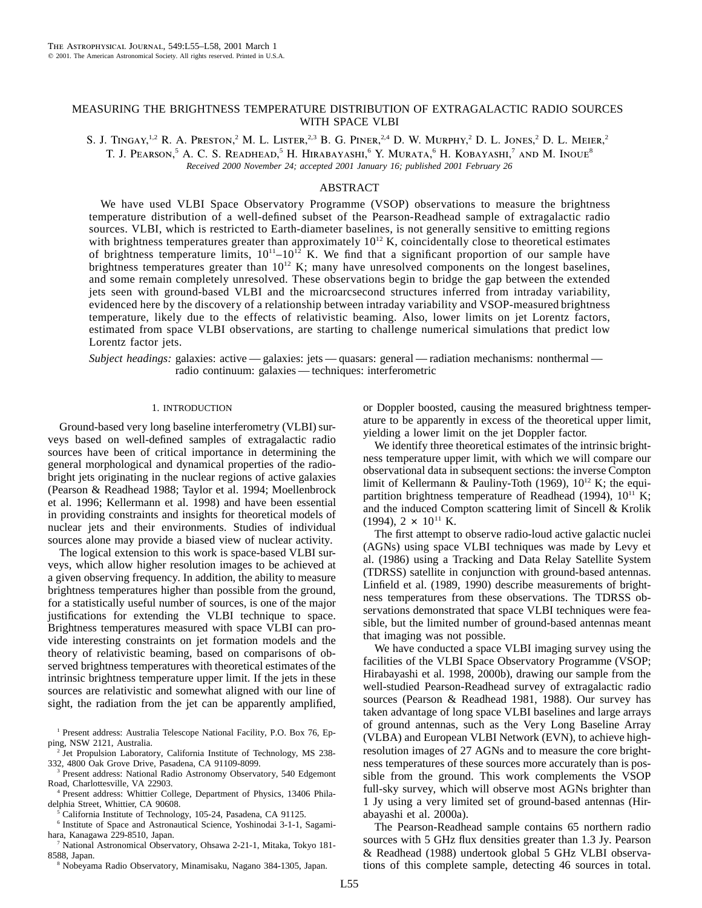# MEASURING THE BRIGHTNESS TEMPERATURE DISTRIBUTION OF EXTRAGALACTIC RADIO SOURCES WITH SPACE VLBI

S. J. Tingay,[1,2] R. A. Preston,[2] M. L. Lister,[2,3] B. G. Piner,[2,4] D. W. Murphy,[2] D. L. Jones,[2] D. L. Meier,[2] T. J. Pearson,[5] A. C. S. Readhead,[5] H. Hirabayashi,[6] Y. Murata,[6] H. Kobayashi,[7] and M. Inoue[8]

*Received 2000 November 24; accepted 2001 January 16; published 2001 February 26*

## ABSTRACT

We have used VLBI Space Observatory Programme (VSOP) observations to measure the brightness temperature distribution of a well-defined subset of the Pearson-Readhead sample of extragalactic radio sources. VLBI, which is restricted to Earth-diameter baselines, is not generally sensitive to emitting regions with brightness temperatures greater than approximately $10^{12}$ K, coincidentally close to theoretical estimates of brightness temperature limits, $10^{11}$–$10^{12}$ K. We find that a significant proportion of our sample have brightness temperatures greater than $10^{12}$ K; many have unresolved components on the longest baselines, and some remain completely unresolved. These observations begin to bridge the gap between the extended jets seen with ground-based VLBI and the microarcsecond structures inferred from intraday variability, evidenced here by the discovery of a relationship between intraday variability and VSOP-measured brightness temperature, likely due to the effects of relativistic beaming. Also, lower limits on jet Lorentz factors, estimated from space VLBI observations, are starting to challenge numerical simulations that predict low Lorentz factor jets.

*Subject headings:* galaxies: active — galaxies: jets — quasars: general — radiation mechanisms: nonthermal — radio continuum: galaxies — techniques: interferometric

## 1. INTRODUCTION

Ground-based very long baseline interferometry (VLBI) surveys based on well-defined samples of extragalactic radio sources have been of critical importance in determining the general morphological and dynamical properties of the radio-bright jets originating in the nuclear regions of active galaxies (Pearson & Readhead 1988; Taylor et al. 1994; Moellenbrock et al. 1996; Kellermann et al. 1998) and have been essential in providing constraints and insights for theoretical models of nuclear jets and their environments. Studies of individual sources alone may provide a biased view of nuclear activity.

The logical extension to this work is space-based VLBI surveys, which allow higher resolution images to be achieved at a given observing frequency. In addition, the ability to measure brightness temperatures higher than possible from the ground, for a statistically useful number of sources, is one of the major justifications for extending the VLBI technique to space. Brightness temperatures measured with space VLBI can provide interesting constraints on jet formation models and the theory of relativistic beaming, based on comparisons of observed brightness temperatures with theoretical estimates of the intrinsic brightness temperature upper limit. If the jets in these sources are relativistic and somewhat aligned with our line of sight, the radiation from the jet can be apparently amplified, or Doppler boosted, causing the measured brightness temperature to be apparently in excess of the theoretical upper limit, yielding a lower limit on the jet Doppler factor.

We identify three theoretical estimates of the intrinsic brightness temperature upper limit, with which we will compare our observational data in subsequent sections: the inverse Compton limit of Kellermann & Pauliny-Toth (1969), $10^{12}$ K; the equipartition brightness temperature of Readhead (1994), $10^{11}$ K; and the induced Compton scattering limit of Sincell & Krolik (1994), $2 \times 10^{11}$ K.

The first attempt to observe radio-loud active galactic nuclei (AGNs) using space VLBI techniques was made by Levy et al. (1986) using a Tracking and Data Relay Satellite System (TDRSS) satellite in conjunction with ground-based antennas. Linfield et al. (1989, 1990) describe measurements of brightness temperatures from these observations. The TDRSS observations demonstrated that space VLBI techniques were feasible, but the limited number of ground-based antennas meant that imaging was not possible.

We have conducted a space VLBI imaging survey using the facilities of the VLBI Space Observatory Programme (VSOP; Hirabayashi et al. 1998, 2000b), drawing our sample from the well-studied Pearson-Readhead survey of extragalactic radio sources (Pearson & Readhead 1981, 1988). Our survey has taken advantage of long space VLBI baselines and large arrays of ground antennas, such as the Very Long Baseline Array (VLBA) and European VLBI Network (EVN), to achieve high-resolution images of 27 AGNs and to measure the core brightness temperatures of these sources more accurately than is possible from the ground. This work complements the VSOP full-sky survey, which will observe most AGNs brighter than 1 Jy using a very limited set of ground-based antennas (Hirabayashi et al. 2000a).

The Pearson-Readhead sample contains 65 northern radio sources with 5 GHz flux densities greater than 1.3 Jy. Pearson & Readhead (1988) undertook global 5 GHz VLBI observations of this complete sample, detecting 46 sources in total.

---

[1] Present address: Australia Telescope National Facility, P.O. Box 76, Epping, NSW 2121, Australia.

[2] Jet Propulsion Laboratory, California Institute of Technology, MS 238-332, 4800 Oak Grove Drive, Pasadena, CA 91109-8099.

[3] Present address: National Radio Astronomy Observatory, 540 Edgemont Road, Charlottesville, VA 22903.

[4] Present address: Whittier College, Department of Physics, 13406 Philadelphia Street, Whittier, CA 90608.

[5] California Institute of Technology, 105-24, Pasadena, CA 91125.

[6] Institute of Space and Astronautical Science, Yoshinodai 3-1-1, Sagamihara, Kanagawa 229-8510, Japan.

[7] National Astronomical Observatory, Ohsawa 2-21-1, Mitaka, Tokyo 181-8588, Japan.

[8] Nobeyama Radio Observatory, Minamisaku, Nagano 384-1305, Japan.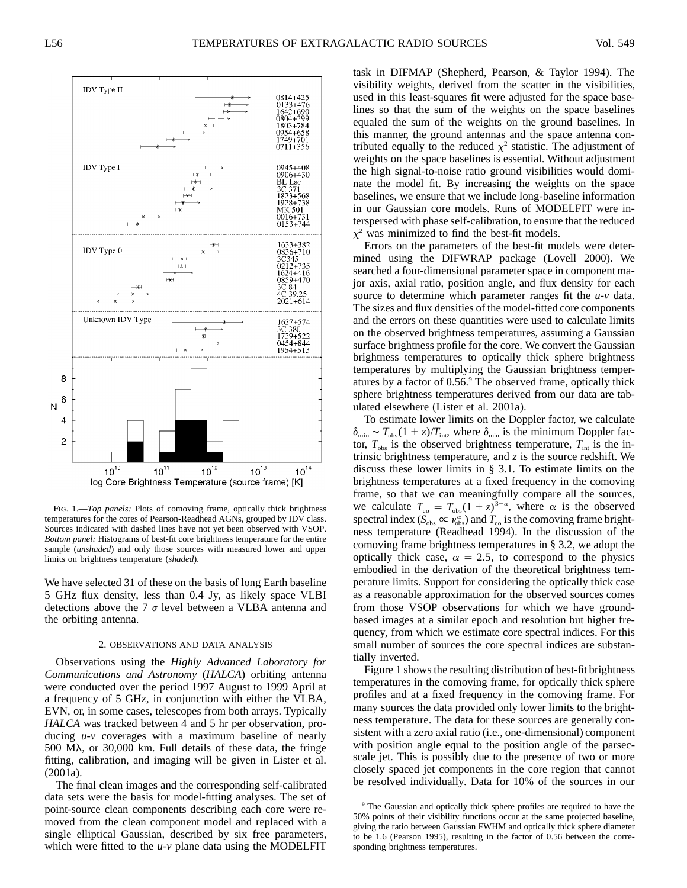FIG. 1.—*Top panels:* Plots of comoving frame, optically thick brightness temperatures for the cores of Pearson-Readhead AGNs, grouped by IDV class. Sources indicated with dashed lines have not yet been observed with VSOP. *Bottom panel:* Histograms of best-fit core brightness temperature for the entire sample (*unshaded*) and only those sources with measured lower and upper limits on brightness temperature (*shaded*).

We have selected 31 of these on the basis of long Earth baseline 5 GHz flux density, less than 0.4 Jy, as likely space VLBI detections above the 7 $\sigma$ level between a VLBA antenna and the orbiting antenna.

## 2. OBSERVATIONS AND DATA ANALYSIS

Observations using the *Highly Advanced Laboratory for Communications and Astronomy* (*HALCA*) orbiting antenna were conducted over the period 1997 August to 1999 April at a frequency of 5 GHz, in conjunction with either the VLBA, EVN, or, in some cases, telescopes from both arrays. Typically *HALCA* was tracked between 4 and 5 hr per observation, producing *u-v* coverages with a maximum baseline of nearly 500 M$\lambda$, or 30,000 km. Full details of these data, the fringe fitting, calibration, and imaging will be given in Lister et al. (2001a).

The final clean images and the corresponding self-calibrated data sets were the basis for model-fitting analyses. The set of point-source clean components describing each core were removed from the clean component model and replaced with a single elliptical Gaussian, described by six free parameters, which were fitted to the *u-v* plane data using the MODELFIT task in DIFMAP (Shepherd, Pearson, & Taylor 1994). The visibility weights, derived from the scatter in the visibilities, used in this least-squares fit were adjusted for the space baselines so that the sum of the weights on the space baselines equaled the sum of the weights on the ground baselines. In this manner, the ground antennas and the space antenna contributed equally to the reduced $\chi^2$ statistic. The adjustment of weights on the space baselines is essential. Without adjustment the high signal-to-noise ratio ground visibilities would dominate the model fit. By increasing the weights on the space baselines, we ensure that we include long-baseline information in our Gaussian core models. Runs of MODELFIT were interspersed with phase self-calibration, to ensure that the reduced $\chi^2$ was minimized to find the best-fit models.

Errors on the parameters of the best-fit models were determined using the DIFWRAP package (Lovell 2000). We searched a four-dimensional parameter space in component major axis, axial ratio, position angle, and flux density for each source to determine which parameter ranges fit the *u-v* data. The sizes and flux densities of the model-fitted core components and the errors on these quantities were used to calculate limits on the observed brightness temperatures, assuming a Gaussian surface brightness profile for the core. We convert the Gaussian brightness temperatures to optically thick sphere brightness temperatures by multiplying the Gaussian brightness temperatures by a factor of 0.56.[9] The observed frame, optically thick sphere brightness temperatures derived from our data are tabulated elsewhere (Lister et al. 2001a).

To estimate lower limits on the Doppler factor, we calculate $\delta_{\rm min} \sim T_{\rm obs}(1+z)/T_{\rm int}$, where $\delta_{\rm min}$ is the minimum Doppler factor, $T_{\rm obs}$ is the observed brightness temperature, $T_{\rm int}$ is the intrinsic brightness temperature, and $z$ is the source redshift. We discuss these lower limits in § 3.1. To estimate limits on the brightness temperatures at a fixed frequency in the comoving frame, so that we can meaningfully compare all the sources, we calculate $T_{\rm co} = T_{\rm obs}(1+z)^{3-\alpha}$, where $\alpha$ is the observed spectral index ($S_{\rm obs} \propto \nu_{\rm obs}^{\alpha}$) and $T_{\rm co}$ is the comoving frame brightness temperature (Readhead 1994). In the discussion of the comoving frame brightness temperatures in § 3.2, we adopt the optically thick case, $\alpha = 2.5$, to correspond to the physics embodied in the derivation of the theoretical brightness temperature limits. Support for considering the optically thick case as a reasonable approximation for the observed sources comes from those VSOP observations for which we have ground-based images at a similar epoch and resolution but higher frequency, from which we estimate core spectral indices. For this small number of sources the core spectral indices are substantially inverted.

Figure 1 shows the resulting distribution of best-fit brightness temperatures in the comoving frame, for optically thick sphere profiles and at a fixed frequency in the comoving frame. For many sources the data provided only lower limits to the brightness temperature. The data for these sources are generally consistent with a zero axial ratio (i.e., one-dimensional) component with position angle equal to the position angle of the parsec-scale jet. This is possibly due to the presence of two or more closely spaced jet components in the core region that cannot be resolved individually. Data for 10% of the sources in our

[9] The Gaussian and optically thick sphere profiles are required to have the 50% points of their visibility functions occur at the same projected baseline, giving the ratio between Gaussian FWHM and optically thick sphere diameter to be 1.6 (Pearson 1995), resulting in the factor of 0.56 between the corresponding brightness temperatures.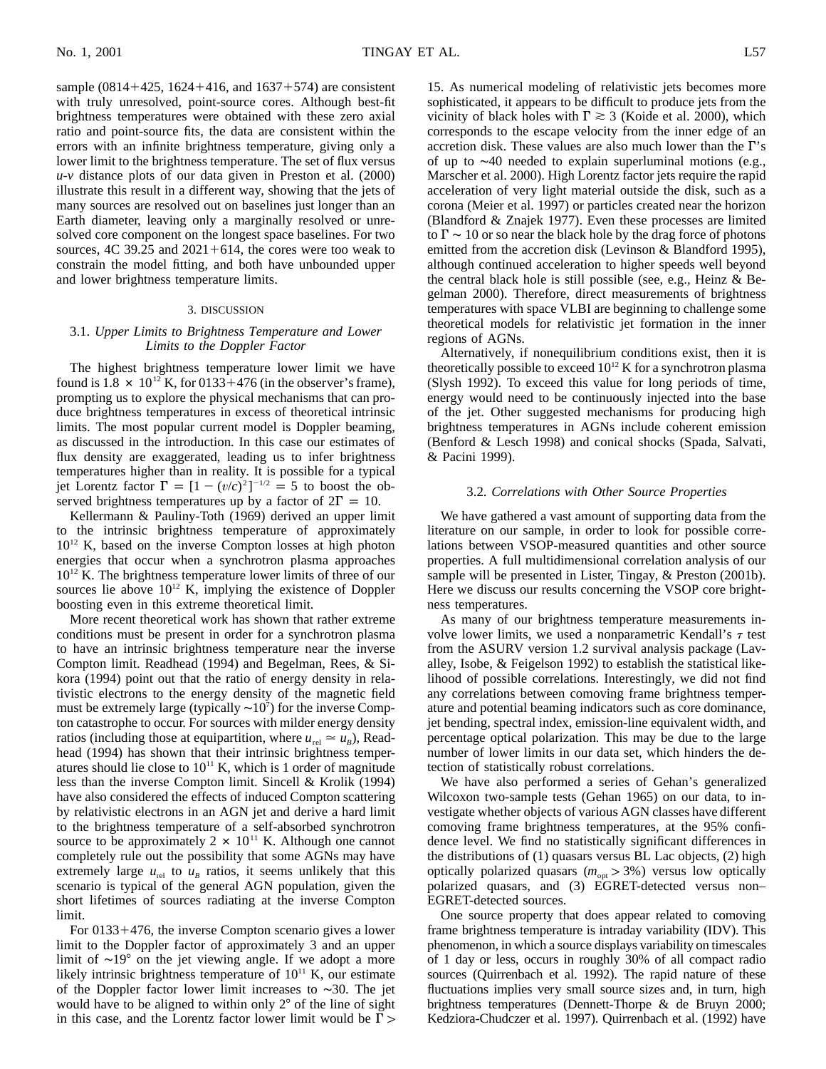sample (0814+425, 1624+416, and 1637+574) are consistent with truly unresolved, point-source cores. Although best-fit brightness temperatures were obtained with these zero axial ratio and point-source fits, the data are consistent within the errors with an infinite brightness temperature, giving only a lower limit to the brightness temperature. The set of flux versus *u*-*v* distance plots of our data given in Preston et al. (2000) illustrate this result in a different way, showing that the jets of many sources are resolved out on baselines just longer than an Earth diameter, leaving only a marginally resolved or unresolved core component on the longest space baselines. For two sources, 4C 39.25 and 2021+614, the cores were too weak to constrain the model fitting, and both have unbounded upper and lower brightness temperature limits.

## 3. DISCUSSION

### 3.1. *Upper Limits to Brightness Temperature and Lower Limits to the Doppler Factor*

The highest brightness temperature lower limit we have found is $1.8 \times 10^{12}$ K, for 0133+476 (in the observer's frame), prompting us to explore the physical mechanisms that can produce brightness temperatures in excess of theoretical intrinsic limits. The most popular current model is Doppler beaming, as discussed in the introduction. In this case our estimates of flux density are exaggerated, leading us to infer brightness temperatures higher than in reality. It is possible for a typical jet Lorentz factor $\Gamma = [1 - (v/c)^2]^{-1/2} = 5$ to boost the observed brightness temperatures up by a factor of $2\Gamma = 10$.

Kellermann & Pauliny-Toth (1969) derived an upper limit to the intrinsic brightness temperature of approximately $10^{12}$ K, based on the inverse Compton losses at high photon energies that occur when a synchrotron plasma approaches $10^{12}$ K. The brightness temperature lower limits of three of our sources lie above $10^{12}$ K, implying the existence of Doppler boosting even in this extreme theoretical limit.

More recent theoretical work has shown that rather extreme conditions must be present in order for a synchrotron plasma to have an intrinsic brightness temperature near the inverse Compton limit. Readhead (1994) and Begelman, Rees, & Sikora (1994) point out that the ratio of energy density in relativistic electrons to the energy density of the magnetic field must be extremely large (typically $\sim 10^7$) for the inverse Compton catastrophe to occur. For sources with milder energy density ratios (including those at equipartition, where $u_{\rm rel} \simeq u_B$), Readhead (1994) has shown that their intrinsic brightness temperatures should lie close to $10^{11}$ K, which is 1 order of magnitude less than the inverse Compton limit. Sincell & Krolik (1994) have also considered the effects of induced Compton scattering by relativistic electrons in an AGN jet and derive a hard limit to the brightness temperature of a self-absorbed synchrotron source to be approximately $2 \times 10^{11}$ K. Although one cannot completely rule out the possibility that some AGNs may have extremely large $u_{\rm rel}$ to $u_B$ ratios, it seems unlikely that this scenario is typical of the general AGN population, given the short lifetimes of sources radiating at the inverse Compton limit.

For 0133+476, the inverse Compton scenario gives a lower limit to the Doppler factor of approximately 3 and an upper limit of $\sim 19°$ on the jet viewing angle. If we adopt a more likely intrinsic brightness temperature of $10^{11}$ K, our estimate of the Doppler factor lower limit increases to $\sim 30$. The jet would have to be aligned to within only 2° of the line of sight in this case, and the Lorentz factor lower limit would be $\Gamma >$ 15. As numerical modeling of relativistic jets becomes more sophisticated, it appears to be difficult to produce jets from the vicinity of black holes with $\Gamma \gtrsim 3$ (Koide et al. 2000), which corresponds to the escape velocity from the inner edge of an accretion disk. These values are also much lower than the $\Gamma$'s of up to $\sim 40$ needed to explain superluminal motions (e.g., Marscher et al. 2000). High Lorentz factor jets require the rapid acceleration of very light material outside the disk, such as a corona (Meier et al. 1997) or particles created near the horizon (Blandford & Znajek 1977). Even these processes are limited to $\Gamma \sim 10$ or so near the black hole by the drag force of photons emitted from the accretion disk (Levinson & Blandford 1995), although continued acceleration to higher speeds well beyond the central black hole is still possible (see, e.g., Heinz & Begelman 2000). Therefore, direct measurements of brightness temperatures with space VLBI are beginning to challenge some theoretical models for relativistic jet formation in the inner regions of AGNs.

Alternatively, if nonequilibrium conditions exist, then it is theoretically possible to exceed $10^{12}$ K for a synchrotron plasma (Slysh 1992). To exceed this value for long periods of time, energy would need to be continuously injected into the base of the jet. Other suggested mechanisms for producing high brightness temperatures in AGNs include coherent emission (Benford & Lesch 1998) and conical shocks (Spada, Salvati, & Pacini 1999).

### 3.2. *Correlations with Other Source Properties*

We have gathered a vast amount of supporting data from the literature on our sample, in order to look for possible correlations between VSOP-measured quantities and other source properties. A full multidimensional correlation analysis of our sample will be presented in Lister, Tingay, & Preston (2001b). Here we discuss our results concerning the VSOP core brightness temperatures.

As many of our brightness temperature measurements involve lower limits, we used a nonparametric Kendall's $\tau$ test from the ASURV version 1.2 survival analysis package (Lavalley, Isobe, & Feigelson 1992) to establish the statistical likelihood of possible correlations. Interestingly, we did not find any correlations between comoving frame brightness temperature and potential beaming indicators such as core dominance, jet bending, spectral index, emission-line equivalent width, and percentage optical polarization. This may be due to the large number of lower limits in our data set, which hinders the detection of statistically robust correlations.

We have also performed a series of Gehan's generalized Wilcoxon two-sample tests (Gehan 1965) on our data, to investigate whether objects of various AGN classes have different comoving frame brightness temperatures, at the 95% confidence level. We find no statistically significant differences in the distributions of (1) quasars versus BL Lac objects, (2) high optically polarized quasars ($m_{\rm opt} > 3\%$) versus low optically polarized quasars, and (3) EGRET-detected versus non–EGRET-detected sources.

One source property that does appear related to comoving frame brightness temperature is intraday variability (IDV). This phenomenon, in which a source displays variability on timescales of 1 day or less, occurs in roughly 30% of all compact radio sources (Quirrenbach et al. 1992). The rapid nature of these fluctuations implies very small source sizes and, in turn, high brightness temperatures (Dennett-Thorpe & de Bruyn 2000; Kedziora-Chudczer et al. 1997). Quirrenbach et al. (1992) have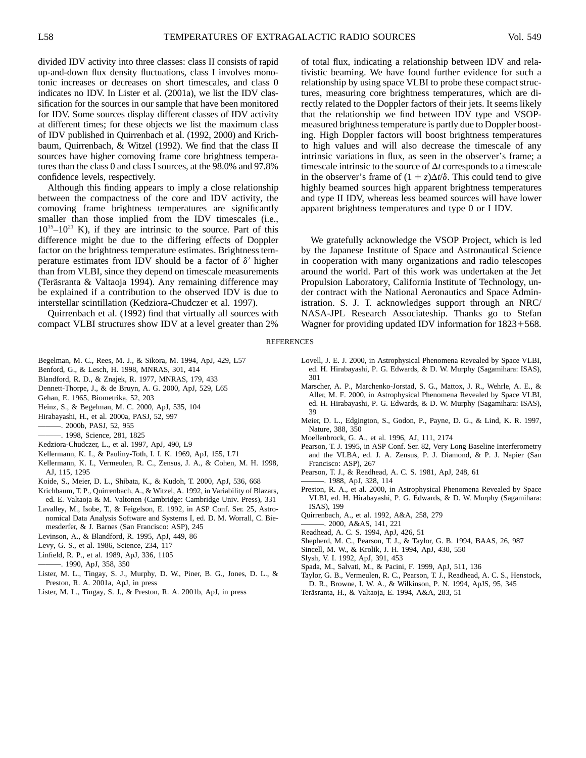divided IDV activity into three classes: class II consists of rapid up-and-down flux density fluctuations, class I involves monotonic increases or decreases on short timescales, and class 0 indicates no IDV. In Lister et al. (2001a), we list the IDV classification for the sources in our sample that have been monitored for IDV. Some sources display different classes of IDV activity at different times; for these objects we list the maximum class of IDV published in Quirrenbach et al. (1992, 2000) and Krichbaum, Quirrenbach, & Witzel (1992). We find that the class II sources have higher comoving frame core brightness temperatures than the class 0 and class I sources, at the 98.0% and 97.8% confidence levels, respectively.

Although this finding appears to imply a close relationship between the compactness of the core and IDV activity, the comoving frame brightness temperatures are significantly smaller than those implied from the IDV timescales (i.e., $10^{15}$–$10^{21}$ K), if they are intrinsic to the source. Part of this difference might be due to the differing effects of Doppler factor on the brightness temperature estimates. Brightness temperature estimates from IDV should be a factor of $\delta^2$ higher than from VLBI, since they depend on timescale measurements (Teräsranta & Valtaoja 1994). Any remaining difference may be explained if a contribution to the observed IDV is due to interstellar scintillation (Kedziora-Chudczer et al. 1997).

Quirrenbach et al. (1992) find that virtually all sources with compact VLBI structures show IDV at a level greater than 2% of total flux, indicating a relationship between IDV and relativistic beaming. We have found further evidence for such a relationship by using space VLBI to probe these compact structures, measuring core brightness temperatures, which are directly related to the Doppler factors of their jets. It seems likely that the relationship we find between IDV type and VSOP-measured brightness temperature is partly due to Doppler boosting. High Doppler factors will boost brightness temperatures to high values and will also decrease the timescale of any intrinsic variations in flux, as seen in the observer's frame; a timescale intrinsic to the source of $\Delta t$ corresponds to a timescale in the observer's frame of $(1 + z)\Delta t/\delta$. This could tend to give highly beamed sources high apparent brightness temperatures and type II IDV, whereas less beamed sources will have lower apparent brightness temperatures and type 0 or I IDV.

We gratefully acknowledge the VSOP Project, which is led by the Japanese Institute of Space and Astronautical Science in cooperation with many organizations and radio telescopes around the world. Part of this work was undertaken at the Jet Propulsion Laboratory, California Institute of Technology, under contract with the National Aeronautics and Space Administration. S. J. T. acknowledges support through an NRC/NASA-JPL Research Associateship. Thanks go to Stefan Wagner for providing updated IDV information for 1823+568.

## REFERENCES

Begelman, M. C., Rees, M. J., & Sikora, M. 1994, ApJ, 429, L57
Benford, G., & Lesch, H. 1998, MNRAS, 301, 414
Blandford, R. D., & Znajek, R. 1977, MNRAS, 179, 433
Dennett-Thorpe, J., & de Bruyn, A. G. 2000, ApJ, 529, L65
Gehan, E. 1965, Biometrika, 52, 203
Heinz, S., & Begelman, M. C. 2000, ApJ, 535, 104
Hirabayashi, H., et al. 2000a, PASJ, 52, 997
———. 2000b, PASJ, 52, 955
———. 1998, Science, 281, 1825
Kedziora-Chudczer, L., et al. 1997, ApJ, 490, L9
Kellermann, K. I., & Pauliny-Toth, I. I. K. 1969, ApJ, 155, L71
Kellermann, K. I., Vermeulen, R. C., Zensus, J. A., & Cohen, M. H. 1998, AJ, 115, 1295
Koide, S., Meier, D. L., Shibata, K., & Kudoh, T. 2000, ApJ, 536, 668
Krichbaum, T. P., Quirrenbach, A., & Witzel, A. 1992, in Variability of Blazars, ed. E. Valtaoja & M. Valtonen (Cambridge: Cambridge Univ. Press), 331
Lavalley, M., Isobe, T., & Feigelson, E. 1992, in ASP Conf. Ser. 25, Astronomical Data Analysis Software and Systems I, ed. D. M. Worrall, C. Biemesderfer, & J. Barnes (San Francisco: ASP), 245
Levinson, A., & Blandford, R. 1995, ApJ, 449, 86
Levy, G. S., et al. 1986, Science, 234, 117
Linfield, R. P., et al. 1989, ApJ, 336, 1105
———. 1990, ApJ, 358, 350
Lister, M. L., Tingay, S. J., Murphy, D. W., Piner, B. G., Jones, D. L., & Preston, R. A. 2001a, ApJ, in press
Lister, M. L., Tingay, S. J., & Preston, R. A. 2001b, ApJ, in press
Lovell, J. E. J. 2000, in Astrophysical Phenomena Revealed by Space VLBI, ed. H. Hirabayashi, P. G. Edwards, & D. W. Murphy (Sagamihara: ISAS), 301
Marscher, A. P., Marchenko-Jorstad, S. G., Mattox, J. R., Wehrle, A. E., & Aller, M. F. 2000, in Astrophysical Phenomena Revealed by Space VLBI, ed. H. Hirabayashi, P. G. Edwards, & D. W. Murphy (Sagamihara: ISAS), 39
Meier, D. L., Edgington, S., Godon, P., Payne, D. G., & Lind, K. R. 1997, Nature, 388, 350
Moellenbrock, G. A., et al. 1996, AJ, 111, 2174
Pearson, T. J. 1995, in ASP Conf. Ser. 82, Very Long Baseline Interferometry and the VLBA, ed. J. A. Zensus, P. J. Diamond, & P. J. Napier (San Francisco: ASP), 267
Pearson, T. J., & Readhead, A. C. S. 1981, ApJ, 248, 61
———. 1988, ApJ, 328, 114
Preston, R. A., et al. 2000, in Astrophysical Phenomena Revealed by Space VLBI, ed. H. Hirabayashi, P. G. Edwards, & D. W. Murphy (Sagamihara: ISAS), 199
Quirrenbach, A., et al. 1992, A&A, 258, 279
———. 2000, A&AS, 141, 221
Readhead, A. C. S. 1994, ApJ, 426, 51
Shepherd, M. C., Pearson, T. J., & Taylor, G. B. 1994, BAAS, 26, 987
Sincell, M. W., & Krolik, J. H. 1994, ApJ, 430, 550
Slysh, V. I. 1992, ApJ, 391, 453
Spada, M., Salvati, M., & Pacini, F. 1999, ApJ, 511, 136
Taylor, G. B., Vermeulen, R. C., Pearson, T. J., Readhead, A. C. S., Henstock, D. R., Browne, I. W. A., & Wilkinson, P. N. 1994, ApJS, 95, 345
Teräsranta, H., & Valtaoja, E. 1994, A&A, 283, 51